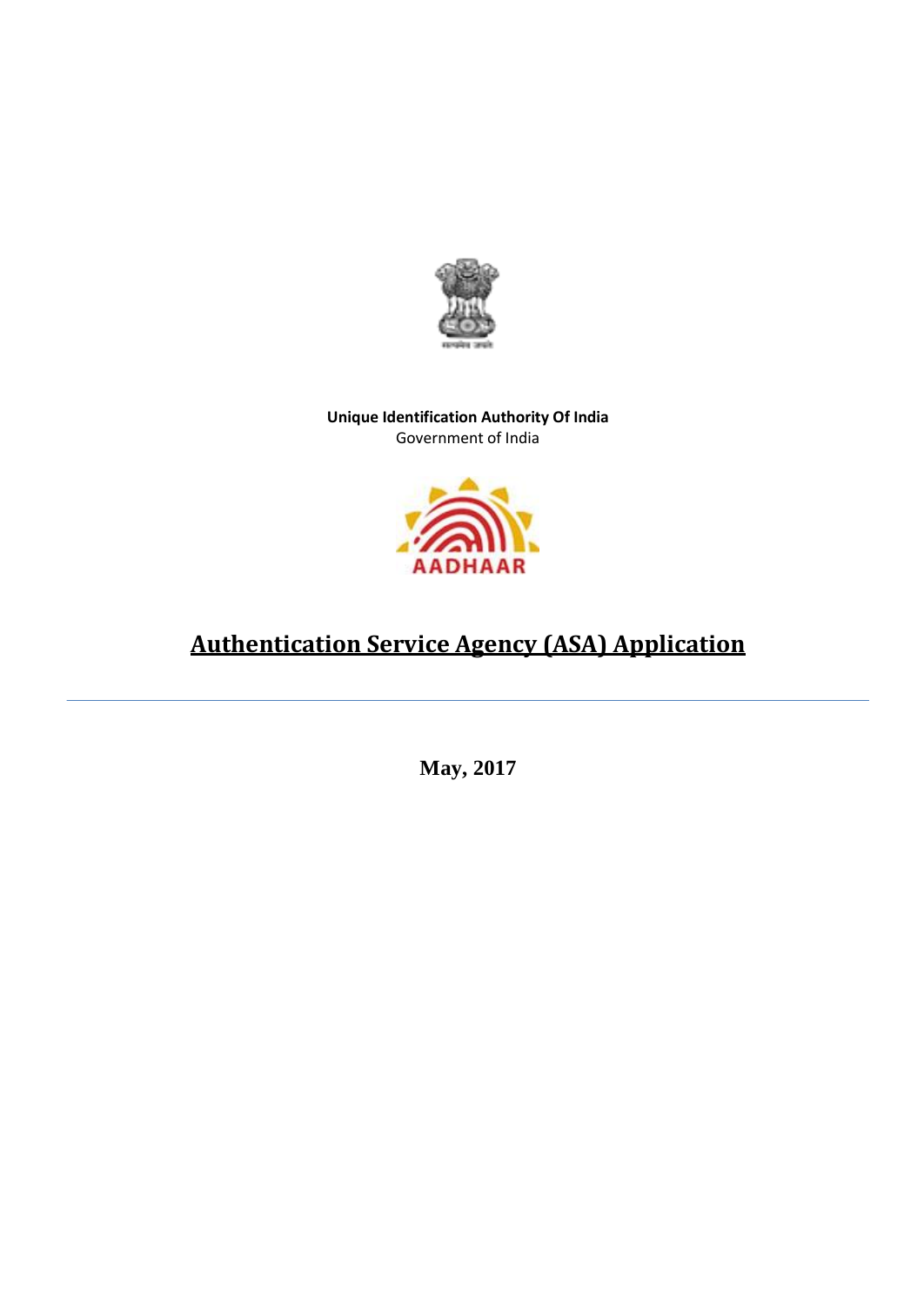**Unique Identification Authority Of India**
Government of India

# Authentication Service Agency (ASA) Application

**May, 2017**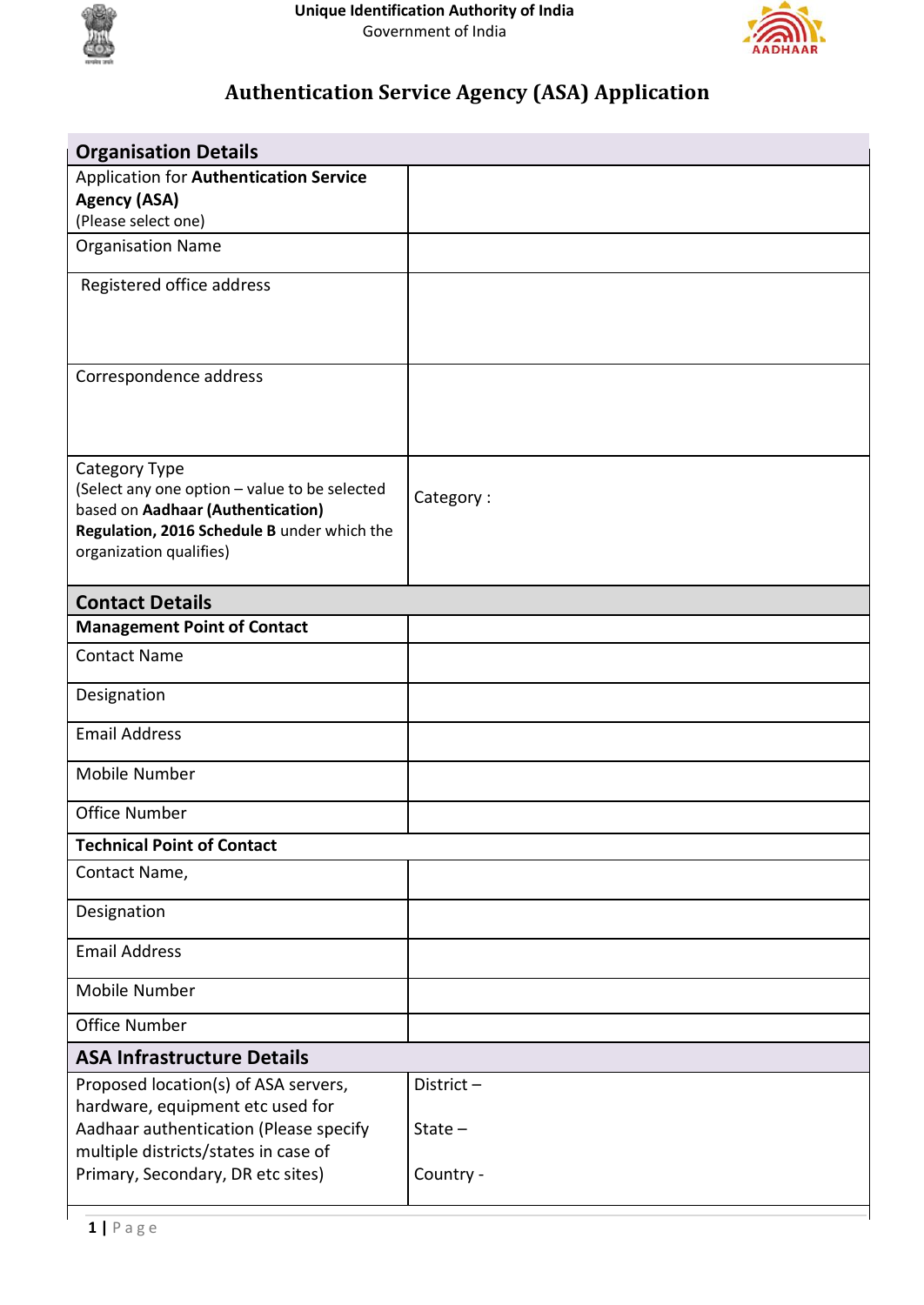Unique Identification Authority of India
Government of India

# Authentication Service Agency (ASA) Application

| **Organisation Details** | |
|---|---|
| Application for **Authentication Service Agency (ASA)** (Please select one) | |
| Organisation Name | |
| Registered office address | |
| Correspondence address | |
| Category Type (Select any one option – value to be selected based on **Aadhaar (Authentication) Regulation, 2016 Schedule B** under which the organization qualifies) | Category : |
| **Contact Details** | |
| **Management Point of Contact** | |
| Contact Name | |
| Designation | |
| Email Address | |
| Mobile Number | |
| Office Number | |
| **Technical Point of Contact** | |
| Contact Name, | |
| Designation | |
| Email Address | |
| Mobile Number | |
| Office Number | |
| **ASA Infrastructure Details** | |
| Proposed location(s) of ASA servers, hardware, equipment etc used for Aadhaar authentication (Please specify multiple districts/states in case of Primary, Secondary, DR etc sites) | District –<br>State –<br>Country - |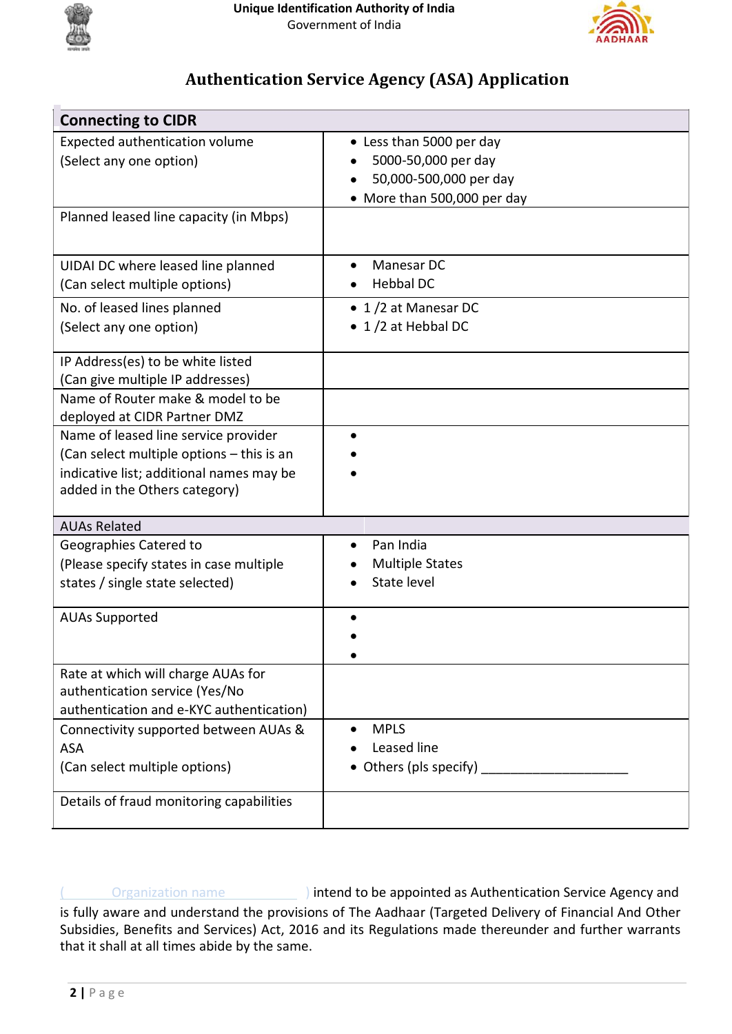Unique Identification Authority of India
Government of India

# Authentication Service Agency (ASA) Application

| Connecting to CIDR | |
|---|---|
| Expected authentication volume<br>(Select any one option) | • Less than 5000 per day<br>• 5000-50,000 per day<br>• 50,000-500,000 per day<br>• More than 500,000 per day |
| Planned leased line capacity (in Mbps) | |
| UIDAI DC where leased line planned<br>(Can select multiple options) | • Manesar DC<br>• Hebbal DC |
| No. of leased lines planned<br>(Select any one option) | • 1 /2 at Manesar DC<br>• 1 /2 at Hebbal DC |
| IP Address(es) to be white listed<br>(Can give multiple IP addresses) | |
| Name of Router make & model to be deployed at CIDR Partner DMZ | |
| Name of leased line service provider<br>(Can select multiple options – this is an indicative list; additional names may be added in the Others category) | •<br>•<br>• |
| **AUAs Related** | |
| Geographies Catered to<br>(Please specify states in case multiple states / single state selected) | • Pan India<br>• Multiple States<br>• State level |
| AUAs Supported | •<br>•<br>• |
| Rate at which will charge AUAs for authentication service (Yes/No authentication and e-KYC authentication) | |
| Connectivity supported between AUAs & ASA<br>(Can select multiple options) | • MPLS<br>• Leased line<br>• Others (pls specify) ____________________ |
| Details of fraud monitoring capabilities | |

( Organization name ) intend to be appointed as Authentication Service Agency and is fully aware and understand the provisions of The Aadhaar (Targeted Delivery of Financial And Other Subsidies, Benefits and Services) Act, 2016 and its Regulations made thereunder and further warrants that it shall at all times abide by the same.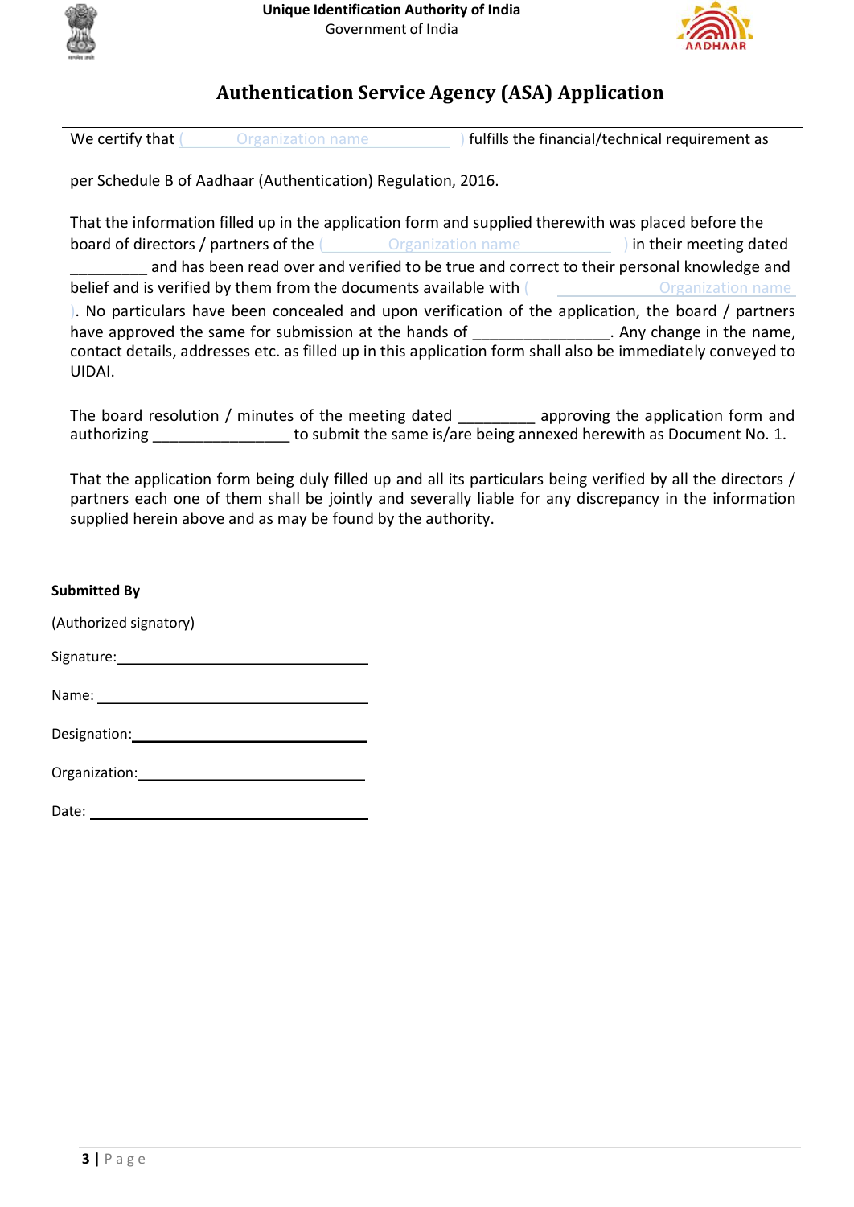Unique Identification Authority of India

Government of India

# Authentication Service Agency (ASA) Application

We certify that ( Organization name ) fulfills the financial/technical requirement as per Schedule B of Aadhaar (Authentication) Regulation, 2016.

That the information filled up in the application form and supplied therewith was placed before the board of directors / partners of the ( Organization name ) in their meeting dated _________ and has been read over and verified to be true and correct to their personal knowledge and belief and is verified by them from the documents available with ( Organization name ). No particulars have been concealed and upon verification of the application, the board / partners have approved the same for submission at the hands of ________________. Any change in the name, contact details, addresses etc. as filled up in this application form shall also be immediately conveyed to UIDAI.

The board resolution / minutes of the meeting dated _________ approving the application form and authorizing ________________ to submit the same is/are being annexed herewith as Document No. 1.

That the application form being duly filled up and all its particulars being verified by all the directors / partners each one of them shall be jointly and severally liable for any discrepancy in the information supplied herein above and as may be found by the authority.

**Submitted By**

(Authorized signatory)

Signature: ______________________________

Name: ______________________________

Designation: ______________________________

Organization: ______________________________

Date: ______________________________